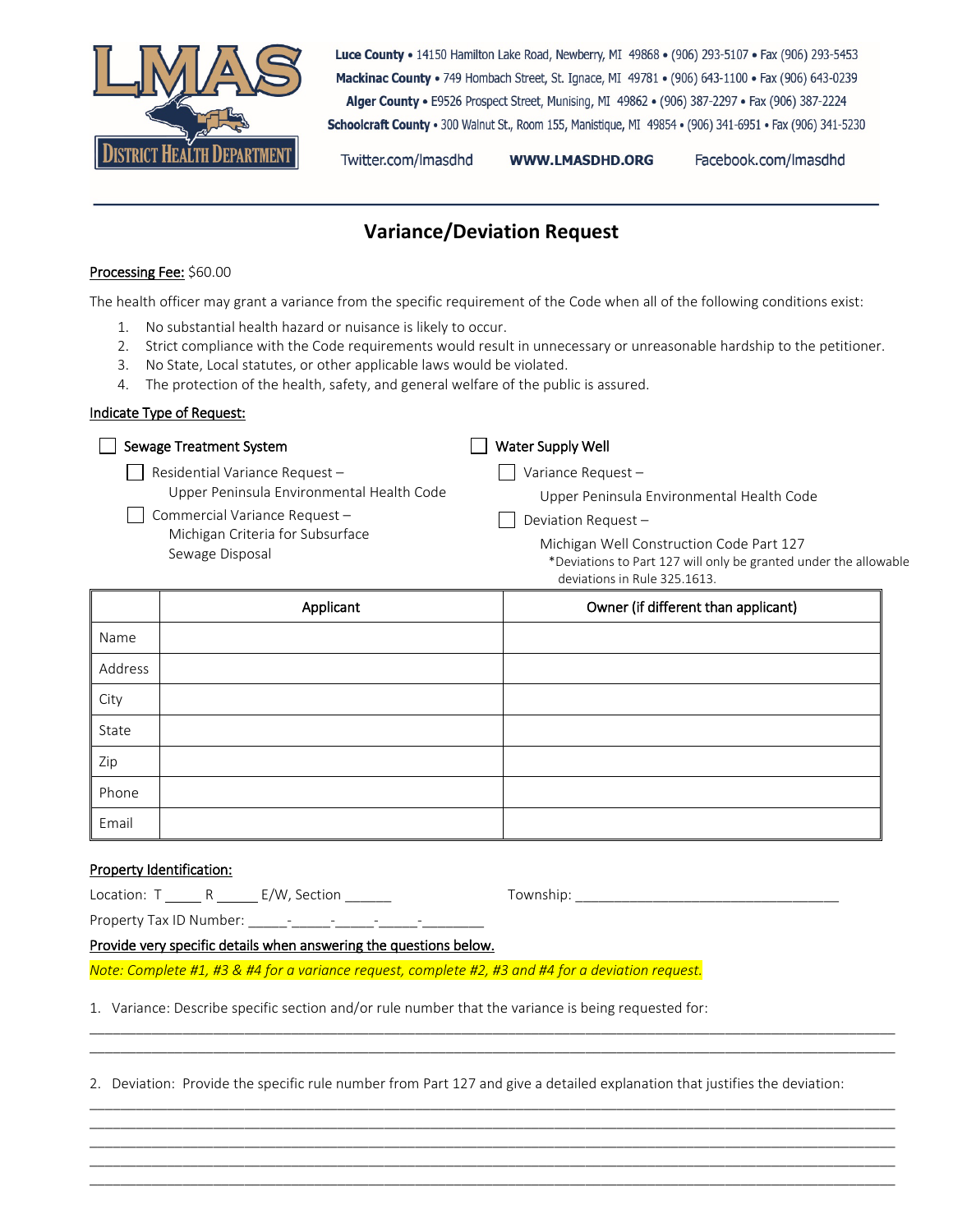LMAS District Health Department

**Luce County** • 14150 Hamilton Lake Road, Newberry, MI 49868 • (906) 293-5107 • Fax (906) 293-5453
**Mackinac County** • 749 Hombach Street, St. Ignace, MI 49781 • (906) 643-1100 • Fax (906) 643-0239
**Alger County** • E9526 Prospect Street, Munising, MI 49862 • (906) 387-2297 • Fax (906) 387-2224
**Schoolcraft County** • 300 Walnut St., Room 155, Manistique, MI 49854 • (906) 341-6951 • Fax (906) 341-5230

Twitter.com/lmasdhd **WWW.LMASDHD.ORG** Facebook.com/lmasdhd

# Variance/Deviation Request

Processing Fee: $60.00

The health officer may grant a variance from the specific requirement of the Code when all of the following conditions exist:

1. No substantial health hazard or nuisance is likely to occur.
2. Strict compliance with the Code requirements would result in unnecessary or unreasonable hardship to the petitioner.
3. No State, Local statutes, or other applicable laws would be violated.
4. The protection of the health, safety, and general welfare of the public is assured.

Indicate Type of Request:

- ☐ Sewage Treatment System
  - ☐ Residential Variance Request – Upper Peninsula Environmental Health Code
  - ☐ Commercial Variance Request – Michigan Criteria for Subsurface Sewage Disposal
- ☐ Water Supply Well
  - ☐ Variance Request – Upper Peninsula Environmental Health Code
  - ☐ Deviation Request – Michigan Well Construction Code Part 127
    *Deviations to Part 127 will only be granted under the allowable deviations in Rule 325.1613.

| | Applicant | Owner (if different than applicant) |
|---|---|---|
| Name | | |
| Address | | |
| City | | |
| State | | |
| Zip | | |
| Phone | | |
| Email | | |

Property Identification:

Location: T _____ R _____ E/W, Section ______ Township: __________________________________

Property Tax ID Number: _____-_____-_____-_____-________

Provide very specific details when answering the questions below.

*Note: Complete #1, #3 & #4 for a variance request, complete #2, #3 and #4 for a deviation request.*

1. Variance: Describe specific section and/or rule number that the variance is being requested for:

______________________________________________________________________________________________
______________________________________________________________________________________________

2. Deviation: Provide the specific rule number from Part 127 and give a detailed explanation that justifies the deviation:

______________________________________________________________________________________________
______________________________________________________________________________________________
______________________________________________________________________________________________
______________________________________________________________________________________________
______________________________________________________________________________________________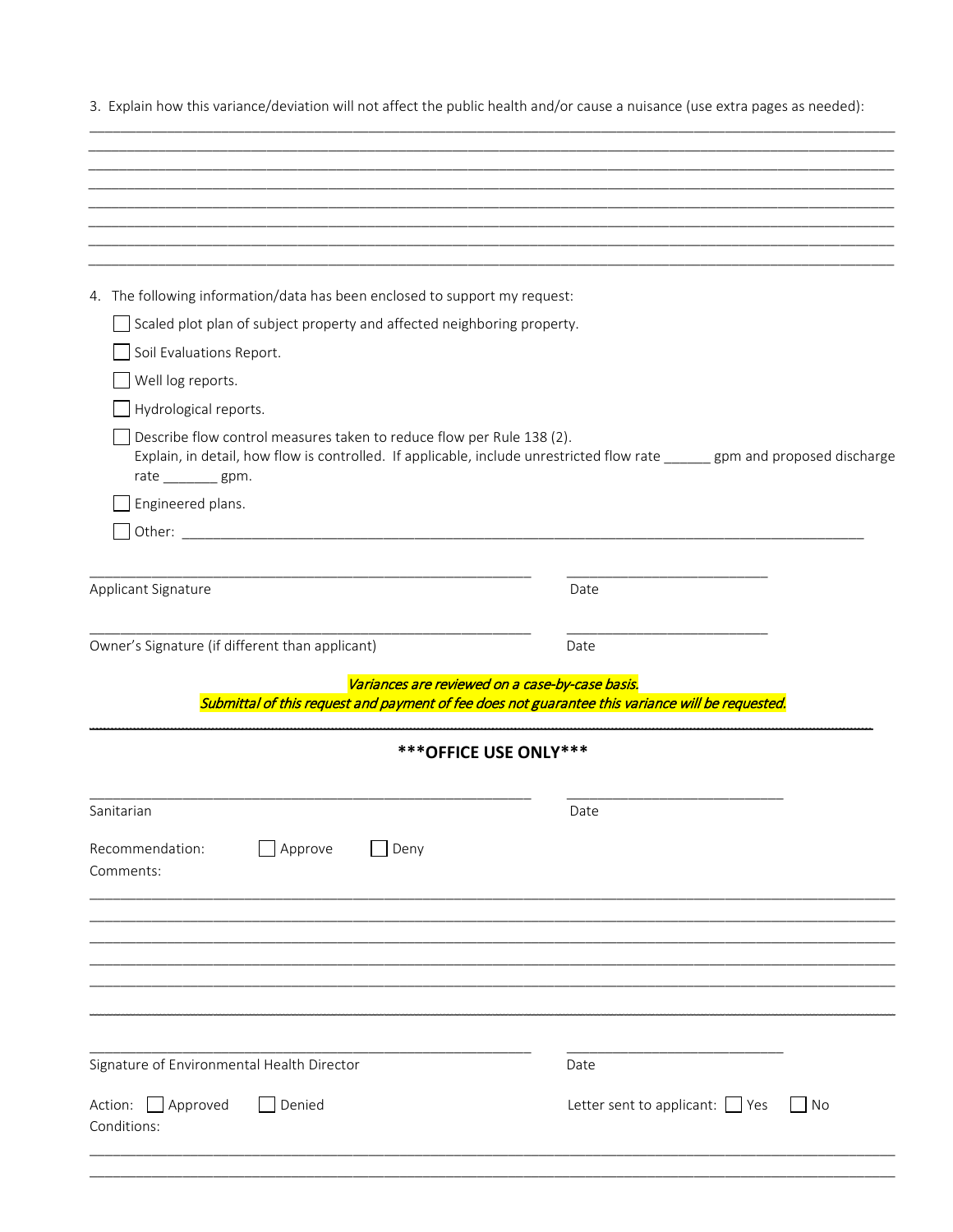3. Explain how this variance/deviation will not affect the public health and/or cause a nuisance (use extra pages as needed):

_____________________________________________________________________________________________
_____________________________________________________________________________________________
_____________________________________________________________________________________________
_____________________________________________________________________________________________
_____________________________________________________________________________________________
_____________________________________________________________________________________________
_____________________________________________________________________________________________
_____________________________________________________________________________________________

4. The following information/data has been enclosed to support my request:

☐ Scaled plot plan of subject property and affected neighboring property.

☐ Soil Evaluations Report.

☐ Well log reports.

☐ Hydrological reports.

☐ Describe flow control measures taken to reduce flow per Rule 138 (2).
Explain, in detail, how flow is controlled. If applicable, include unrestricted flow rate ______ gpm and proposed discharge rate _______ gpm.

☐ Engineered plans.

☐ Other: ___________________________________________________________________________

___________________________________________________ ___________________________
Applicant Signature Date

___________________________________________________ ___________________________
Owner's Signature (if different than applicant) Date

*Variances are reviewed on a case-by-case basis.*
*Submittal of this request and payment of fee does not guarantee this variance will be requested.*

---

**\*\*\*OFFICE USE ONLY\*\*\***

___________________________________________________ ___________________________
Sanitarian Date

Recommendation: ☐ Approve ☐ Deny

Comments:

_____________________________________________________________________________________________
_____________________________________________________________________________________________
_____________________________________________________________________________________________
_____________________________________________________________________________________________
_____________________________________________________________________________________________
_____________________________________________________________________________________________

___________________________________________________ ___________________________
Signature of Environmental Health Director Date

Action: ☐ Approved ☐ Denied Letter sent to applicant: ☐ Yes ☐ No

Conditions:

_____________________________________________________________________________________________
_____________________________________________________________________________________________